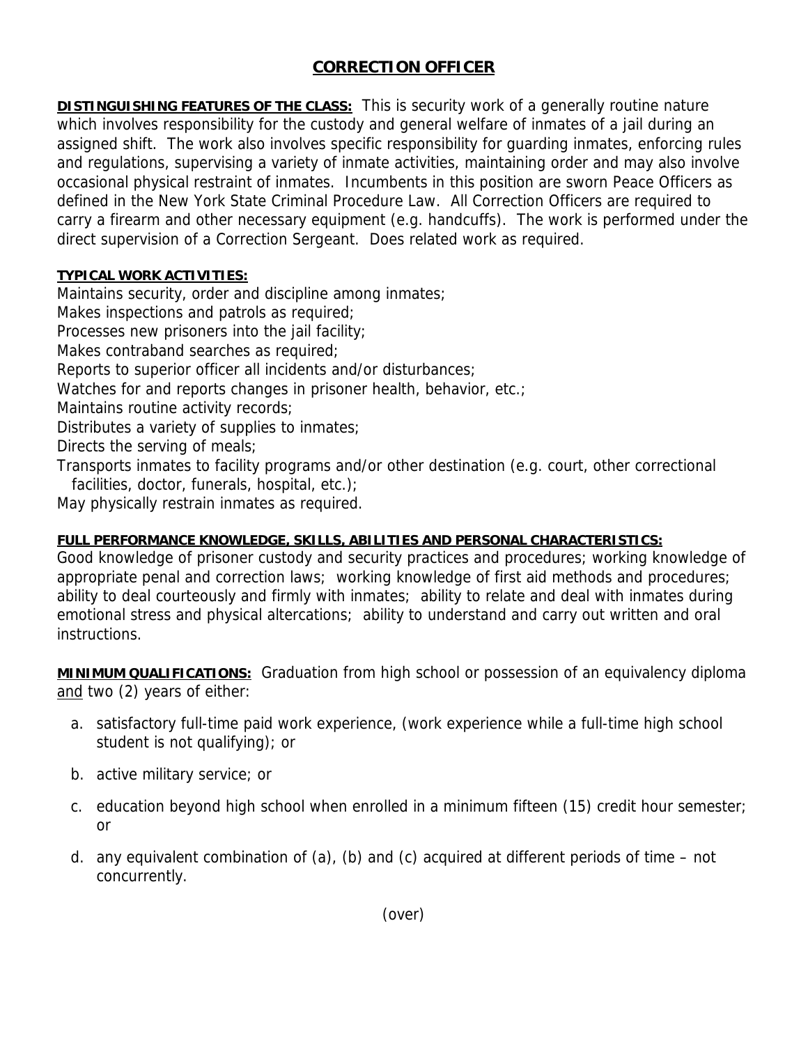# CORRECTION OFFICER

**DISTINGUISHING FEATURES OF THE CLASS:** This is security work of a generally routine nature which involves responsibility for the custody and general welfare of inmates of a jail during an assigned shift. The work also involves specific responsibility for guarding inmates, enforcing rules and regulations, supervising a variety of inmate activities, maintaining order and may also involve occasional physical restraint of inmates. Incumbents in this position are sworn Peace Officers as defined in the New York State Criminal Procedure Law. All Correction Officers are required to carry a firearm and other necessary equipment (e.g. handcuffs). The work is performed under the direct supervision of a Correction Sergeant. Does related work as required.

**TYPICAL WORK ACTIVITIES:**

Maintains security, order and discipline among inmates;
Makes inspections and patrols as required;
Processes new prisoners into the jail facility;
Makes contraband searches as required;
Reports to superior officer all incidents and/or disturbances;
Watches for and reports changes in prisoner health, behavior, etc.;
Maintains routine activity records;
Distributes a variety of supplies to inmates;
Directs the serving of meals;
Transports inmates to facility programs and/or other destination (e.g. court, other correctional facilities, doctor, funerals, hospital, etc.);
May physically restrain inmates as required.

**FULL PERFORMANCE KNOWLEDGE, SKILLS, ABILITIES AND PERSONAL CHARACTERISTICS:**
Good knowledge of prisoner custody and security practices and procedures; working knowledge of appropriate penal and correction laws; working knowledge of first aid methods and procedures; ability to deal courteously and firmly with inmates; ability to relate and deal with inmates during emotional stress and physical altercations; ability to understand and carry out written and oral instructions.

**MINIMUM QUALIFICATIONS:** Graduation from high school or possession of an equivalency diploma and two (2) years of either:

a. satisfactory full-time paid work experience, (work experience while a full-time high school student is not qualifying); or

b. active military service; or

c. education beyond high school when enrolled in a minimum fifteen (15) credit hour semester; or

d. any equivalent combination of (a), (b) and (c) acquired at different periods of time – not concurrently.

(over)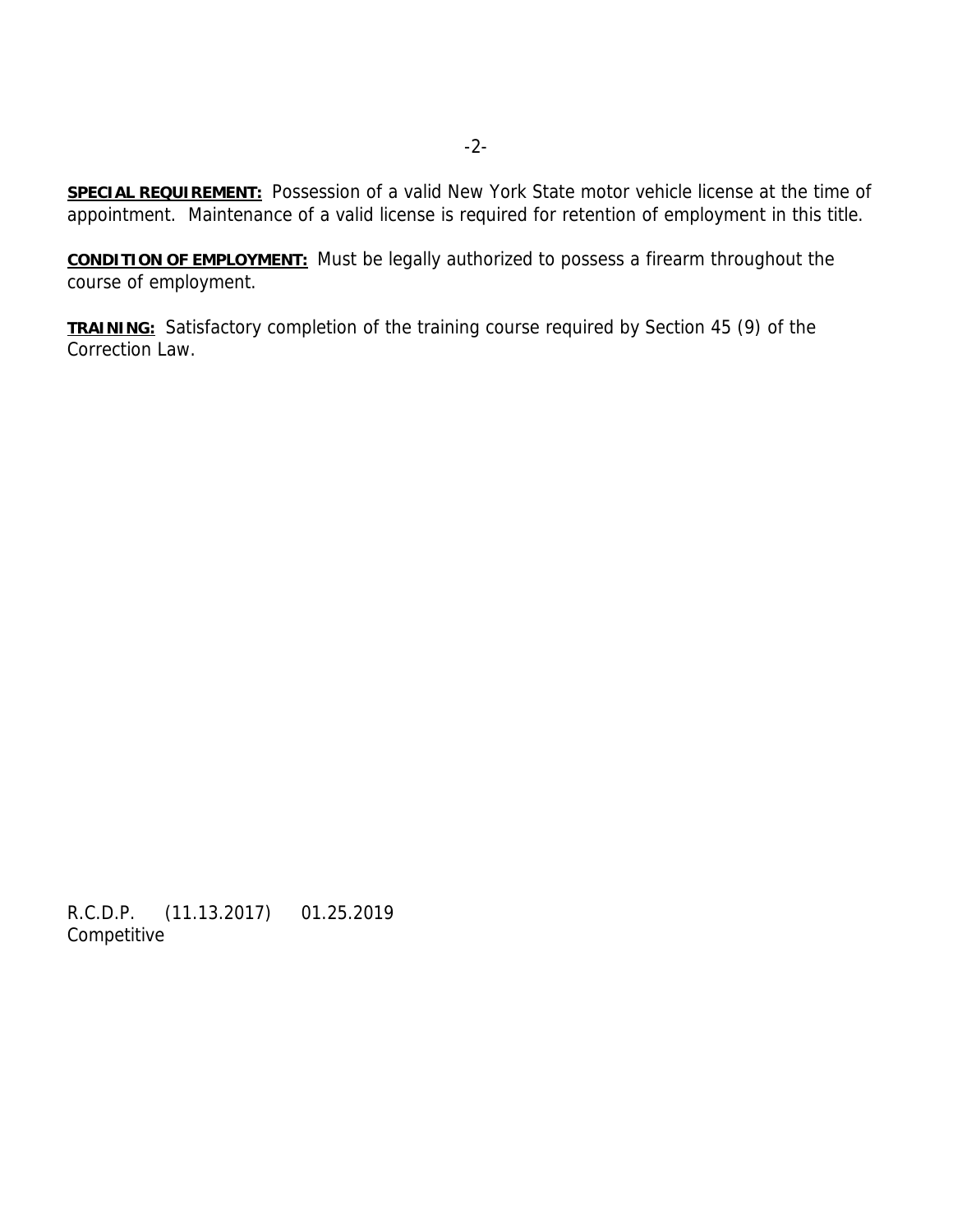**SPECIAL REQUIREMENT:** Possession of a valid New York State motor vehicle license at the time of appointment. Maintenance of a valid license is required for retention of employment in this title.

**CONDITION OF EMPLOYMENT:** Must be legally authorized to possess a firearm throughout the course of employment.

**TRAINING:** Satisfactory completion of the training course required by Section 45 (9) of the Correction Law.

R.C.D.P. (11.13.2017) 01.25.2019
Competitive